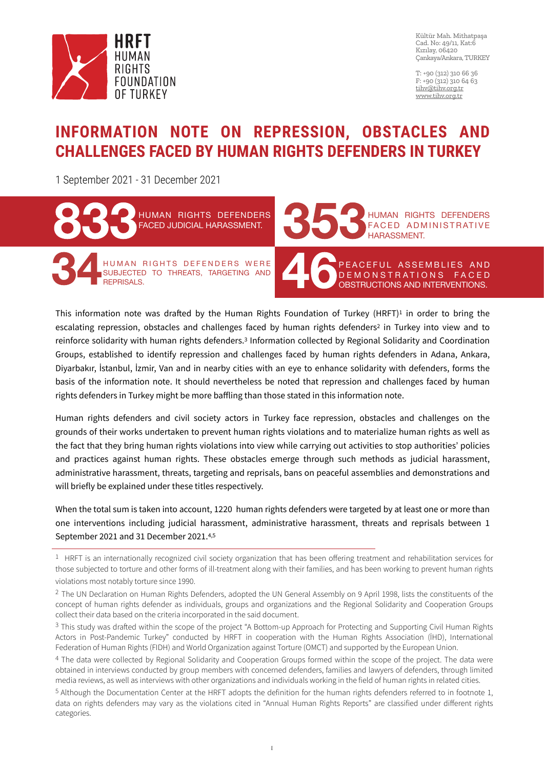HRFT
HUMAN RIGHTS FOUNDATION OF TURKEY

Kültür Mah. Mithatpaşa Cad. No: 49/11, Kat:6
Kızılay, 06420
Çankaya/Ankara, TURKEY

T: +90 (312) 310 66 36
F: +90 (312) 310 64 63
tihv@tihv.org.tr
www.tihv.org.tr

# INFORMATION NOTE ON REPRESSION, OBSTACLES AND CHALLENGES FACED BY HUMAN RIGHTS DEFENDERS IN TURKEY

1 September 2021 - 31 December 2021

**833** HUMAN RIGHTS DEFENDERS FACED JUDICIAL HARASSMENT.

**353** HUMAN RIGHTS DEFENDERS FACED ADMINISTRATIVE HARASSMENT.

**34** HUMAN RIGHTS DEFENDERS WERE SUBJECTED TO THREATS, TARGETING AND REPRISALS.

**46** PEACEFUL ASSEMBLIES AND DEMONSTRATIONS FACED OBSTRUCTIONS AND INTERVENTIONS.

This information note was drafted by the Human Rights Foundation of Turkey (HRFT)[1] in order to bring the escalating repression, obstacles and challenges faced by human rights defenders[2] in Turkey into view and to reinforce solidarity with human rights defenders.[3] Information collected by Regional Solidarity and Coordination Groups, established to identify repression and challenges faced by human rights defenders in Adana, Ankara, Diyarbakır, İstanbul, İzmir, Van and in nearby cities with an eye to enhance solidarity with defenders, forms the basis of the information note. It should nevertheless be noted that repression and challenges faced by human rights defenders in Turkey might be more baffling than those stated in this information note.

Human rights defenders and civil society actors in Turkey face repression, obstacles and challenges on the grounds of their works undertaken to prevent human rights violations and to materialize human rights as well as the fact that they bring human rights violations into view while carrying out activities to stop authorities' policies and practices against human rights. These obstacles emerge through such methods as judicial harassment, administrative harassment, threats, targeting and reprisals, bans on peaceful assemblies and demonstrations and will briefly be explained under these titles respectively.

When the total sum is taken into account, 1220 human rights defenders were targeted by at least one or more than one interventions including judicial harassment, administrative harassment, threats and reprisals between 1 September 2021 and 31 December 2021.[4,5]

---

[1] HRFT is an internationally recognized civil society organization that has been offering treatment and rehabilitation services for those subjected to torture and other forms of ill-treatment along with their families, and has been working to prevent human rights violations most notably torture since 1990.

[2] The UN Declaration on Human Rights Defenders, adopted the UN General Assembly on 9 April 1998, lists the constituents of the concept of human rights defender as individuals, groups and organizations and the Regional Solidarity and Cooperation Groups collect their data based on the criteria incorporated in the said document.

[3] This study was drafted within the scope of the project "A Bottom-up Approach for Protecting and Supporting Civil Human Rights Actors in Post-Pandemic Turkey" conducted by HRFT in cooperation with the Human Rights Association (İHD), International Federation of Human Rights (FIDH) and World Organization against Torture (OMCT) and supported by the European Union.

[4] The data were collected by Regional Solidarity and Cooperation Groups formed within the scope of the project. The data were obtained in interviews conducted by group members with concerned defenders, families and lawyers of defenders, through limited media reviews, as well as interviews with other organizations and individuals working in the field of human rights in related cities.

[5] Although the Documentation Center at the HRFT adopts the definition for the human rights defenders referred to in footnote 1, data on rights defenders may vary as the violations cited in "Annual Human Rights Reports" are classified under different rights categories.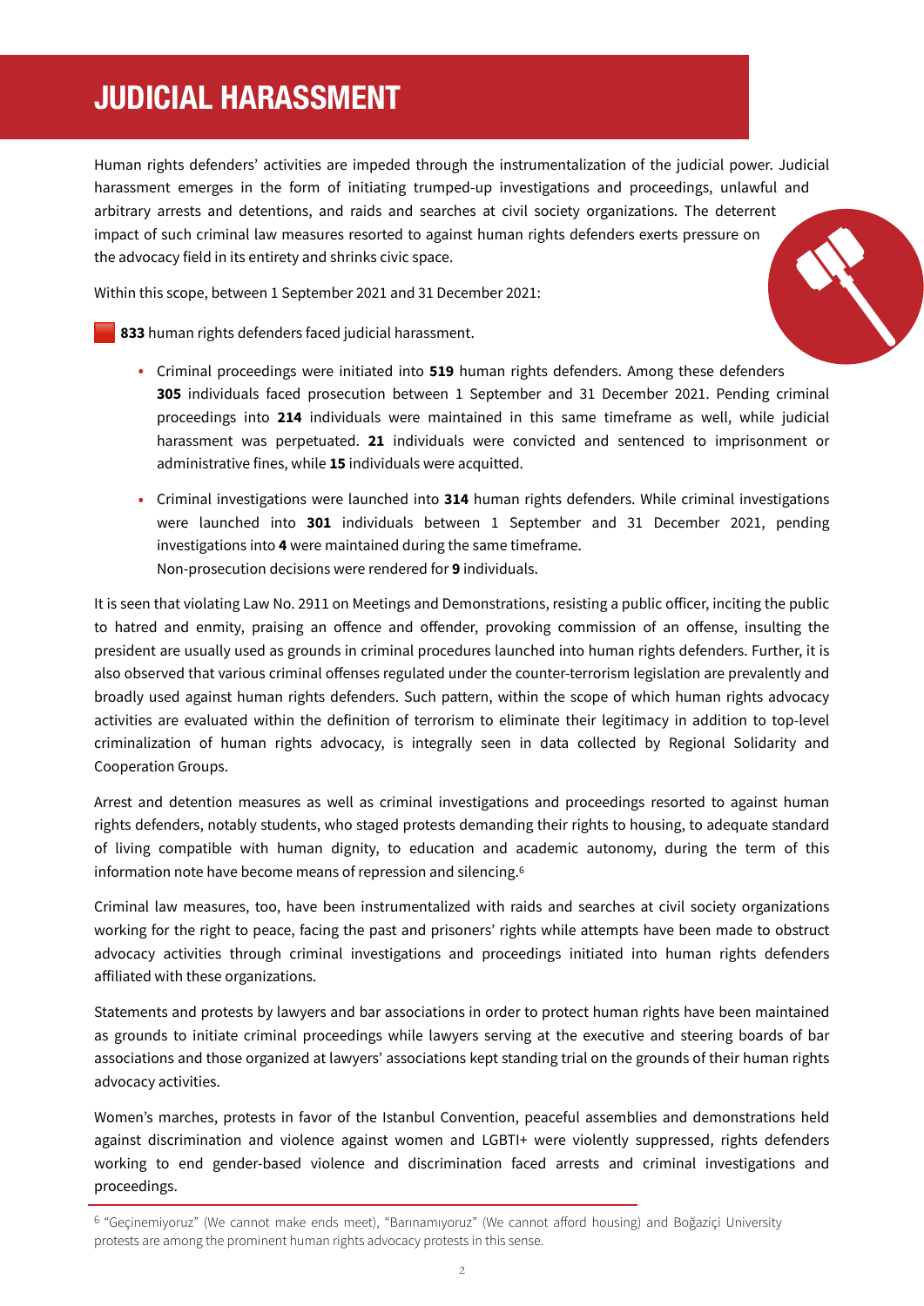# JUDICIAL HARASSMENT

Human rights defenders' activities are impeded through the instrumentalization of the judicial power. Judicial harassment emerges in the form of initiating trumped-up investigations and proceedings, unlawful and arbitrary arrests and detentions, and raids and searches at civil society organizations. The deterrent impact of such criminal law measures resorted to against human rights defenders exerts pressure on the advocacy field in its entirety and shrinks civic space.

Within this scope, between 1 September 2021 and 31 December 2021:

**833** human rights defenders faced judicial harassment.

- Criminal proceedings were initiated into **519** human rights defenders. Among these defenders **305** individuals faced prosecution between 1 September and 31 December 2021. Pending criminal proceedings into **214** individuals were maintained in this same timeframe as well, while judicial harassment was perpetuated. **21** individuals were convicted and sentenced to imprisonment or administrative fines, while **15** individuals were acquitted.
- Criminal investigations were launched into **314** human rights defenders. While criminal investigations were launched into **301** individuals between 1 September and 31 December 2021, pending investigations into **4** were maintained during the same timeframe.
  Non-prosecution decisions were rendered for **9** individuals.

It is seen that violating Law No. 2911 on Meetings and Demonstrations, resisting a public officer, inciting the public to hatred and enmity, praising an offence and offender, provoking commission of an offense, insulting the president are usually used as grounds in criminal procedures launched into human rights defenders. Further, it is also observed that various criminal offenses regulated under the counter-terrorism legislation are prevalently and broadly used against human rights defenders. Such pattern, within the scope of which human rights advocacy activities are evaluated within the definition of terrorism to eliminate their legitimacy in addition to top-level criminalization of human rights advocacy, is integrally seen in data collected by Regional Solidarity and Cooperation Groups.

Arrest and detention measures as well as criminal investigations and proceedings resorted to against human rights defenders, notably students, who staged protests demanding their rights to housing, to adequate standard of living compatible with human dignity, to education and academic autonomy, during the term of this information note have become means of repression and silencing.[6]

Criminal law measures, too, have been instrumentalized with raids and searches at civil society organizations working for the right to peace, facing the past and prisoners' rights while attempts have been made to obstruct advocacy activities through criminal investigations and proceedings initiated into human rights defenders affiliated with these organizations.

Statements and protests by lawyers and bar associations in order to protect human rights have been maintained as grounds to initiate criminal proceedings while lawyers serving at the executive and steering boards of bar associations and those organized at lawyers' associations kept standing trial on the grounds of their human rights advocacy activities.

Women's marches, protests in favor of the Istanbul Convention, peaceful assemblies and demonstrations held against discrimination and violence against women and LGBTI+ were violently suppressed, rights defenders working to end gender-based violence and discrimination faced arrests and criminal investigations and proceedings.

---

[6] "Geçinemiyoruz" (We cannot make ends meet), "Barınamıyoruz" (We cannot afford housing) and Boğaziçi University protests are among the prominent human rights advocacy protests in this sense.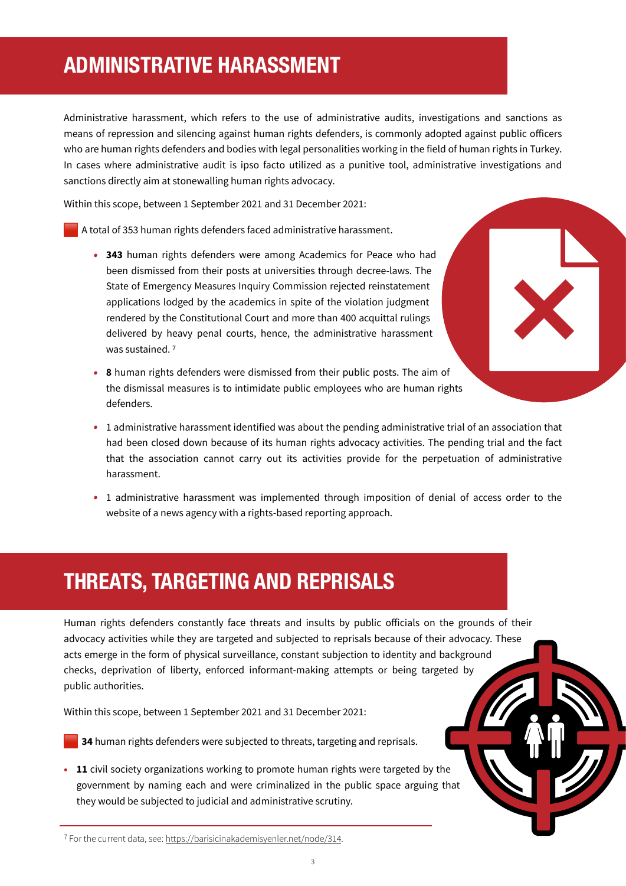## ADMINISTRATIVE HARASSMENT

Administrative harassment, which refers to the use of administrative audits, investigations and sanctions as means of repression and silencing against human rights defenders, is commonly adopted against public officers who are human rights defenders and bodies with legal personalities working in the field of human rights in Turkey. In cases where administrative audit is ipso facto utilized as a punitive tool, administrative investigations and sanctions directly aim at stonewalling human rights advocacy.

Within this scope, between 1 September 2021 and 31 December 2021:

- A total of 353 human rights defenders faced administrative harassment.
    - **343** human rights defenders were among Academics for Peace who had been dismissed from their posts at universities through decree-laws. The State of Emergency Measures Inquiry Commission rejected reinstatement applications lodged by the academics in spite of the violation judgment rendered by the Constitutional Court and more than 400 acquittal rulings delivered by heavy penal courts, hence, the administrative harassment was sustained. [7]
    - **8** human rights defenders were dismissed from their public posts. The aim of the dismissal measures is to intimidate public employees who are human rights defenders.
    - 1 administrative harassment identified was about the pending administrative trial of an association that had been closed down because of its human rights advocacy activities. The pending trial and the fact that the association cannot carry out its activities provide for the perpetuation of administrative harassment.
    - 1 administrative harassment was implemented through imposition of denial of access order to the website of a news agency with a rights-based reporting approach.

## THREATS, TARGETING AND REPRISALS

Human rights defenders constantly face threats and insults by public officials on the grounds of their advocacy activities while they are targeted and subjected to reprisals because of their advocacy. These acts emerge in the form of physical surveillance, constant subjection to identity and background checks, deprivation of liberty, enforced informant-making attempts or being targeted by public authorities.

Within this scope, between 1 September 2021 and 31 December 2021:

- **34** human rights defenders were subjected to threats, targeting and reprisals.

- **11** civil society organizations working to promote human rights were targeted by the government by naming each and were criminalized in the public space arguing that they would be subjected to judicial and administrative scrutiny.

---

[7] For the current data, see: https://barisicinakademisyenler.net/node/314.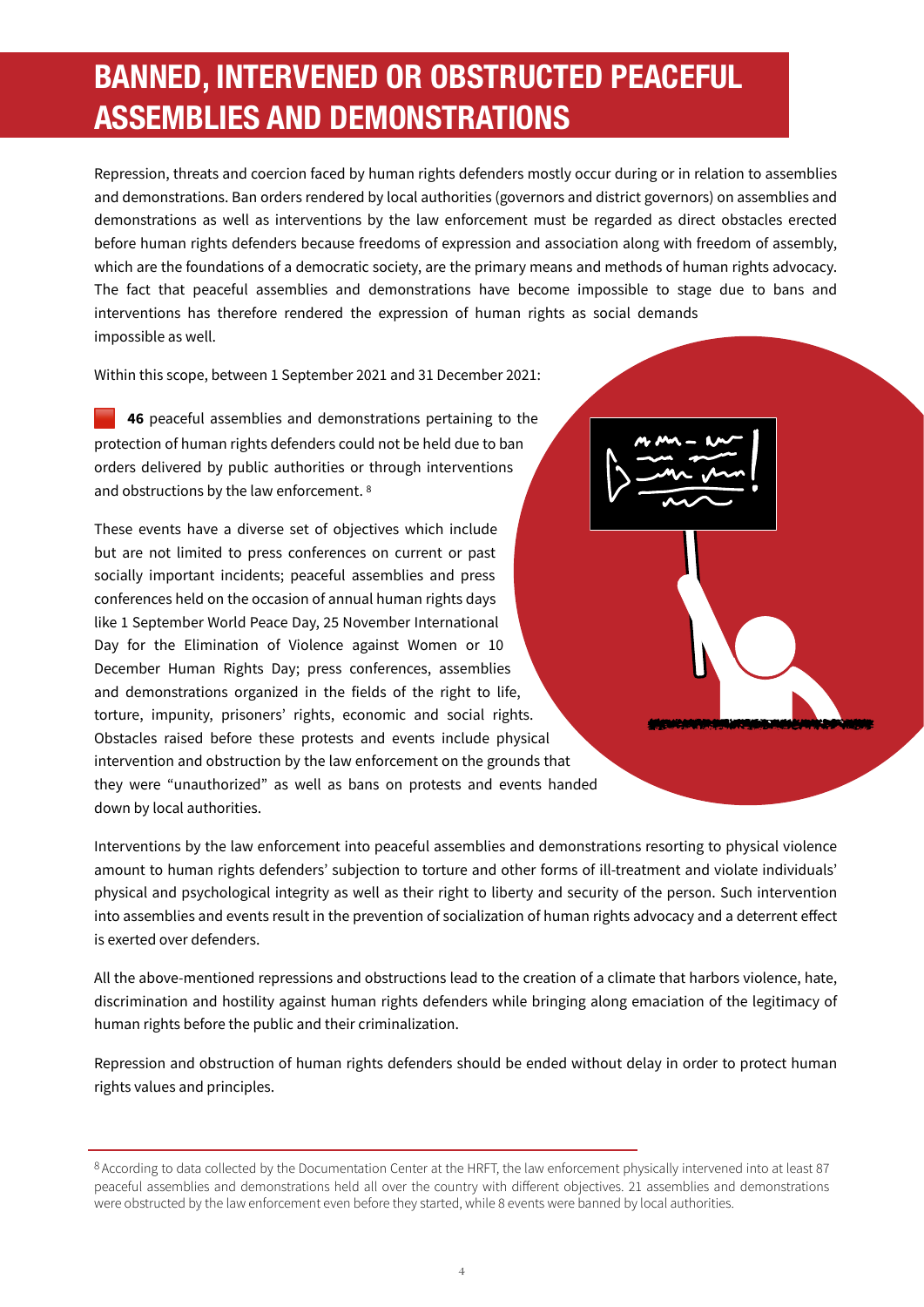# BANNED, INTERVENED OR OBSTRUCTED PEACEFUL ASSEMBLIES AND DEMONSTRATIONS

Repression, threats and coercion faced by human rights defenders mostly occur during or in relation to assemblies and demonstrations. Ban orders rendered by local authorities (governors and district governors) on assemblies and demonstrations as well as interventions by the law enforcement must be regarded as direct obstacles erected before human rights defenders because freedoms of expression and association along with freedom of assembly, which are the foundations of a democratic society, are the primary means and methods of human rights advocacy. The fact that peaceful assemblies and demonstrations have become impossible to stage due to bans and interventions has therefore rendered the expression of human rights as social demands impossible as well.

Within this scope, between 1 September 2021 and 31 December 2021:

- **46** peaceful assemblies and demonstrations pertaining to the protection of human rights defenders could not be held due to ban orders delivered by public authorities or through interventions and obstructions by the law enforcement. [8]

These events have a diverse set of objectives which include but are not limited to press conferences on current or past socially important incidents; peaceful assemblies and press conferences held on the occasion of annual human rights days like 1 September World Peace Day, 25 November International Day for the Elimination of Violence against Women or 10 December Human Rights Day; press conferences, assemblies and demonstrations organized in the fields of the right to life, torture, impunity, prisoners' rights, economic and social rights. Obstacles raised before these protests and events include physical intervention and obstruction by the law enforcement on the grounds that they were "unauthorized" as well as bans on protests and events handed down by local authorities.

Interventions by the law enforcement into peaceful assemblies and demonstrations resorting to physical violence amount to human rights defenders' subjection to torture and other forms of ill-treatment and violate individuals' physical and psychological integrity as well as their right to liberty and security of the person. Such intervention into assemblies and events result in the prevention of socialization of human rights advocacy and a deterrent effect is exerted over defenders.

All the above-mentioned repressions and obstructions lead to the creation of a climate that harbors violence, hate, discrimination and hostility against human rights defenders while bringing along emaciation of the legitimacy of human rights before the public and their criminalization.

Repression and obstruction of human rights defenders should be ended without delay in order to protect human rights values and principles.

---

[8] According to data collected by the Documentation Center at the HRFT, the law enforcement physically intervened into at least 87 peaceful assemblies and demonstrations held all over the country with different objectives. 21 assemblies and demonstrations were obstructed by the law enforcement even before they started, while 8 events were banned by local authorities.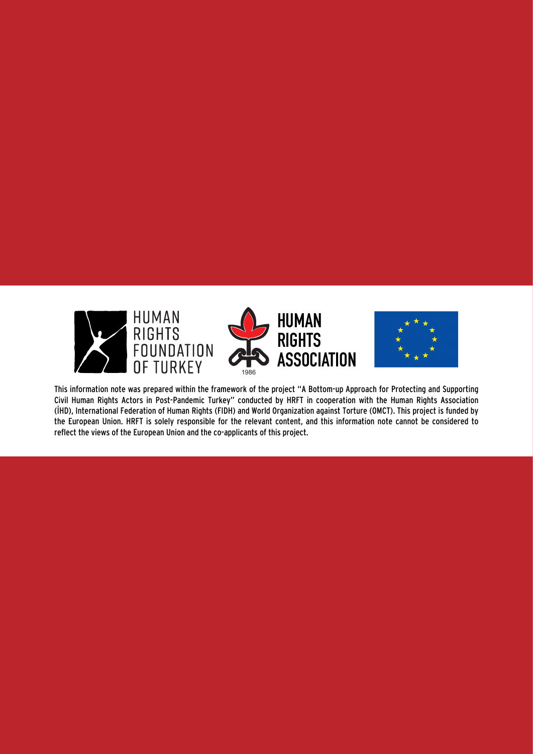HUMAN RIGHTS FOUNDATION OF TURKEY

HUMAN RIGHTS ASSOCIATION

1986

This information note was prepared within the framework of the project "A Bottom-up Approach for Protecting and Supporting Civil Human Rights Actors in Post-Pandemic Turkey" conducted by HRFT in cooperation with the Human Rights Association (İHD), International Federation of Human Rights (FIDH) and World Organization against Torture (OMCT). This project is funded by the European Union. HRFT is solely responsible for the relevant content, and this information note cannot be considered to reflect the views of the European Union and the co-applicants of this project.